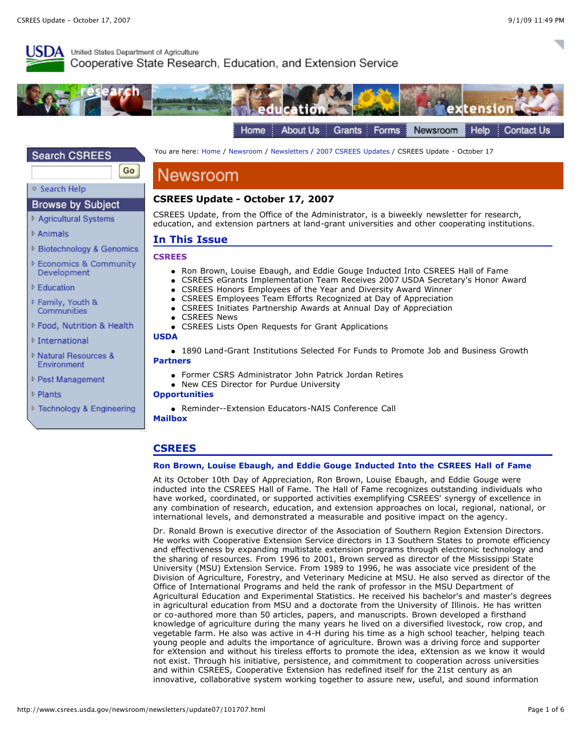United States Department of Agriculture
Cooperative State Research, Education, and Extension Service

Home | About Us | Grants | Forms | Newsroom | Help | Contact Us

**Search CSREES**

Go

- Search Help

**Browse by Subject**

- Agricultural Systems
- Animals
- Biotechnology & Genomics
- Economics & Community Development
- Education
- Family, Youth & Communities
- Food, Nutrition & Health
- International
- Natural Resources & Environment
- Pest Management
- Plants
- Technology & Engineering

You are here: Home / Newsroom / Newsletters / 2007 CSREES Updates / CSREES Update - October 17

# Newsroom

## CSREES Update - October 17, 2007

CSREES Update, from the Office of the Administrator, is a biweekly newsletter for research, education, and extension partners at land-grant universities and other cooperating institutions.

### In This Issue

**CSREES**

- Ron Brown, Louise Ebaugh, and Eddie Gouge Inducted Into CSREES Hall of Fame
- CSREES eGrants Implementation Team Receives 2007 USDA Secretary's Honor Award
- CSREES Honors Employees of the Year and Diversity Award Winner
- CSREES Employees Team Efforts Recognized at Day of Appreciation
- CSREES Initiates Partnership Awards at Annual Day of Appreciation
- CSREES News
- CSREES Lists Open Requests for Grant Applications

**USDA**

- 1890 Land-Grant Institutions Selected For Funds to Promote Job and Business Growth

**Partners**

- Former CSRS Administrator John Patrick Jordan Retires
- New CES Director for Purdue University

**Opportunities**

- Reminder--Extension Educators-NAIS Conference Call

**Mailbox**

## CSREES

### Ron Brown, Louise Ebaugh, and Eddie Gouge Inducted Into the CSREES Hall of Fame

At its October 10th Day of Appreciation, Ron Brown, Louise Ebaugh, and Eddie Gouge were inducted into the CSREES Hall of Fame. The Hall of Fame recognizes outstanding individuals who have worked, coordinated, or supported activities exemplifying CSREES' synergy of excellence in any combination of research, education, and extension approaches on local, regional, national, or international levels, and demonstrated a measurable and positive impact on the agency.

Dr. Ronald Brown is executive director of the Association of Southern Region Extension Directors. He works with Cooperative Extension Service directors in 13 Southern States to promote efficiency and effectiveness by expanding multistate extension programs through electronic technology and the sharing of resources. From 1996 to 2001, Brown served as director of the Mississippi State University (MSU) Extension Service. From 1989 to 1996, he was associate vice president of the Division of Agriculture, Forestry, and Veterinary Medicine at MSU. He also served as director of the Office of International Programs and held the rank of professor in the MSU Department of Agricultural Education and Experimental Statistics. He received his bachelor's and master's degrees in agricultural education from MSU and a doctorate from the University of Illinois. He has written or co-authored more than 50 articles, papers, and manuscripts. Brown developed a firsthand knowledge of agriculture during the many years he lived on a diversified livestock, row crop, and vegetable farm. He also was active in 4-H during his time as a high school teacher, helping teach young people and adults the importance of agriculture. Brown was a driving force and supporter for eXtension and without his tireless efforts to promote the idea, eXtension as we know it would not exist. Through his initiative, persistence, and commitment to cooperation across universities and within CSREES, Cooperative Extension has redefined itself for the 21st century as an innovative, collaborative system working together to assure new, useful, and sound information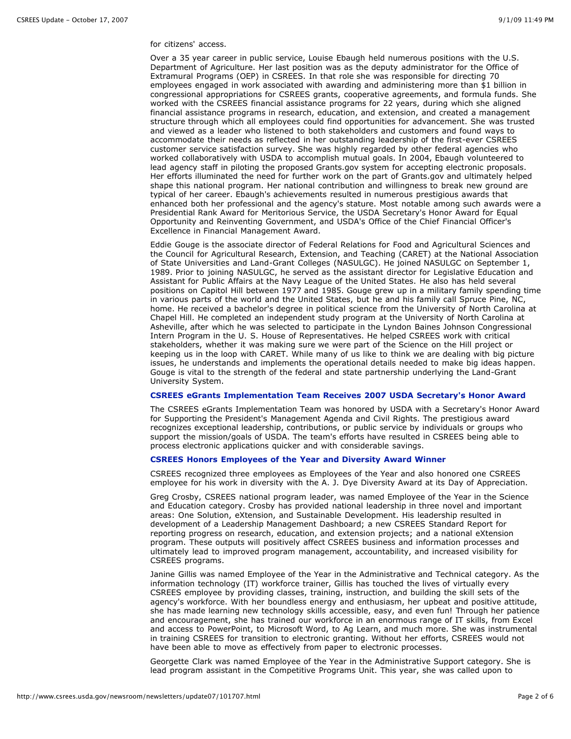for citizens' access.

Over a 35 year career in public service, Louise Ebaugh held numerous positions with the U.S. Department of Agriculture. Her last position was as the deputy administrator for the Office of Extramural Programs (OEP) in CSREES. In that role she was responsible for directing 70 employees engaged in work associated with awarding and administering more than $1 billion in congressional appropriations for CSREES grants, cooperative agreements, and formula funds. She worked with the CSREES financial assistance programs for 22 years, during which she aligned financial assistance programs in research, education, and extension, and created a management structure through which all employees could find opportunities for advancement. She was trusted and viewed as a leader who listened to both stakeholders and customers and found ways to accommodate their needs as reflected in her outstanding leadership of the first-ever CSREES customer service satisfaction survey. She was highly regarded by other federal agencies who worked collaboratively with USDA to accomplish mutual goals. In 2004, Ebaugh volunteered to lead agency staff in piloting the proposed Grants.gov system for accepting electronic proposals. Her efforts illuminated the need for further work on the part of Grants.gov and ultimately helped shape this national program. Her national contribution and willingness to break new ground are typical of her career. Ebaugh's achievements resulted in numerous prestigious awards that enhanced both her professional and the agency's stature. Most notable among such awards were a Presidential Rank Award for Meritorious Service, the USDA Secretary's Honor Award for Equal Opportunity and Reinventing Government, and USDA's Office of the Chief Financial Officer's Excellence in Financial Management Award.

Eddie Gouge is the associate director of Federal Relations for Food and Agricultural Sciences and the Council for Agricultural Research, Extension, and Teaching (CARET) at the National Association of State Universities and Land-Grant Colleges (NASULGC). He joined NASULGC on September 1, 1989. Prior to joining NASULGC, he served as the assistant director for Legislative Education and Assistant for Public Affairs at the Navy League of the United States. He also has held several positions on Capitol Hill between 1977 and 1985. Gouge grew up in a military family spending time in various parts of the world and the United States, but he and his family call Spruce Pine, NC, home. He received a bachelor's degree in political science from the University of North Carolina at Chapel Hill. He completed an independent study program at the University of North Carolina at Asheville, after which he was selected to participate in the Lyndon Baines Johnson Congressional Intern Program in the U. S. House of Representatives. He helped CSREES work with critical stakeholders, whether it was making sure we were part of the Science on the Hill project or keeping us in the loop with CARET. While many of us like to think we are dealing with big picture issues, he understands and implements the operational details needed to make big ideas happen. Gouge is vital to the strength of the federal and state partnership underlying the Land-Grant University System.

### CSREES eGrants Implementation Team Receives 2007 USDA Secretary's Honor Award

The CSREES eGrants Implementation Team was honored by USDA with a Secretary's Honor Award for Supporting the President's Management Agenda and Civil Rights. The prestigious award recognizes exceptional leadership, contributions, or public service by individuals or groups who support the mission/goals of USDA. The team's efforts have resulted in CSREES being able to process electronic applications quicker and with considerable savings.

### CSREES Honors Employees of the Year and Diversity Award Winner

CSREES recognized three employees as Employees of the Year and also honored one CSREES employee for his work in diversity with the A. J. Dye Diversity Award at its Day of Appreciation.

Greg Crosby, CSREES national program leader, was named Employee of the Year in the Science and Education category. Crosby has provided national leadership in three novel and important areas: One Solution, eXtension, and Sustainable Development. His leadership resulted in development of a Leadership Management Dashboard; a new CSREES Standard Report for reporting progress on research, education, and extension projects; and a national eXtension program. These outputs will positively affect CSREES business and information processes and ultimately lead to improved program management, accountability, and increased visibility for CSREES programs.

Janine Gillis was named Employee of the Year in the Administrative and Technical category. As the information technology (IT) workforce trainer, Gillis has touched the lives of virtually every CSREES employee by providing classes, training, instruction, and building the skill sets of the agency's workforce. With her boundless energy and enthusiasm, her upbeat and positive attitude, she has made learning new technology skills accessible, easy, and even fun! Through her patience and encouragement, she has trained our workforce in an enormous range of IT skills, from Excel and access to PowerPoint, to Microsoft Word, to Ag Learn, and much more. She was instrumental in training CSREES for transition to electronic granting. Without her efforts, CSREES would not have been able to move as effectively from paper to electronic processes.

Georgette Clark was named Employee of the Year in the Administrative Support category. She is lead program assistant in the Competitive Programs Unit. This year, she was called upon to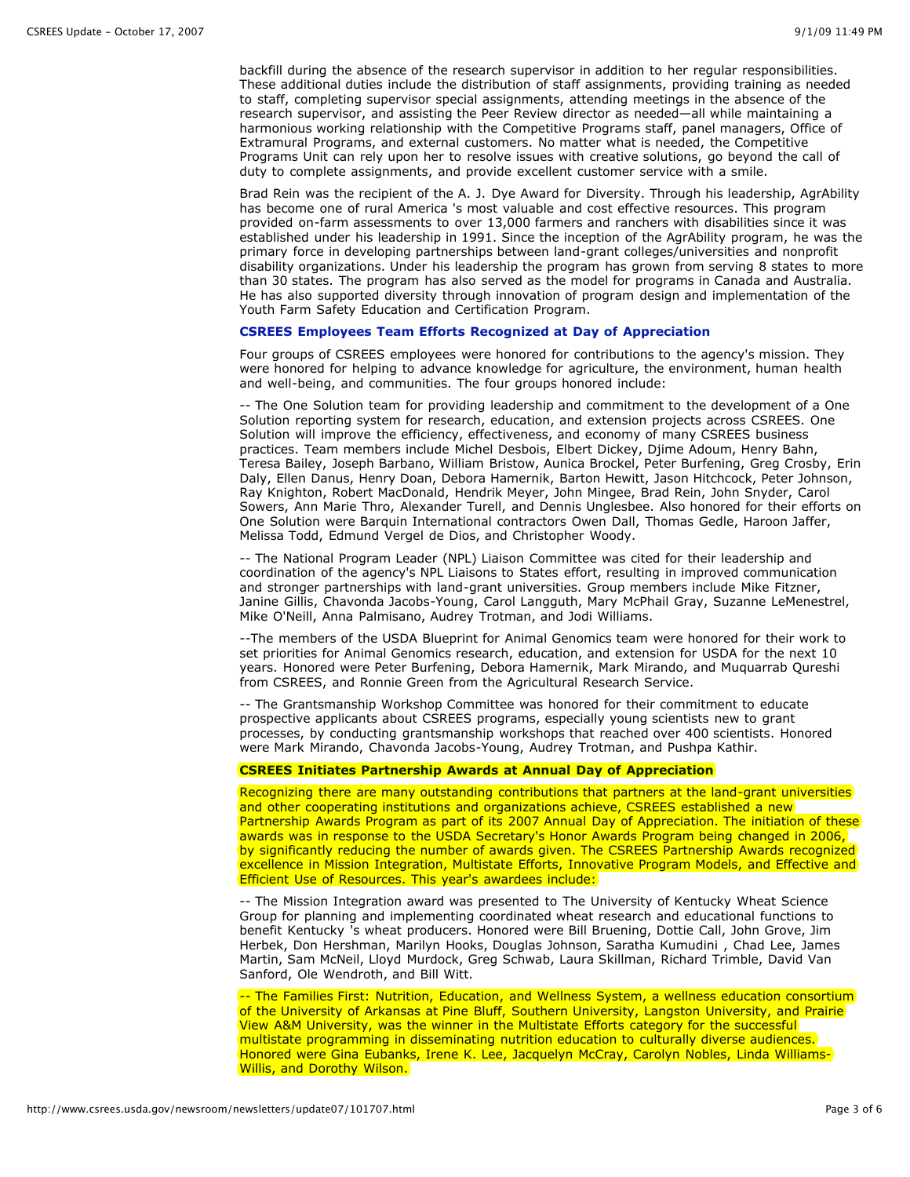backfill during the absence of the research supervisor in addition to her regular responsibilities. These additional duties include the distribution of staff assignments, providing training as needed to staff, completing supervisor special assignments, attending meetings in the absence of the research supervisor, and assisting the Peer Review director as needed—all while maintaining a harmonious working relationship with the Competitive Programs staff, panel managers, Office of Extramural Programs, and external customers. No matter what is needed, the Competitive Programs Unit can rely upon her to resolve issues with creative solutions, go beyond the call of duty to complete assignments, and provide excellent customer service with a smile.

Brad Rein was the recipient of the A. J. Dye Award for Diversity. Through his leadership, AgrAbility has become one of rural America 's most valuable and cost effective resources. This program provided on-farm assessments to over 13,000 farmers and ranchers with disabilities since it was established under his leadership in 1991. Since the inception of the AgrAbility program, he was the primary force in developing partnerships between land-grant colleges/universities and nonprofit disability organizations. Under his leadership the program has grown from serving 8 states to more than 30 states. The program has also served as the model for programs in Canada and Australia. He has also supported diversity through innovation of program design and implementation of the Youth Farm Safety Education and Certification Program.

### CSREES Employees Team Efforts Recognized at Day of Appreciation

Four groups of CSREES employees were honored for contributions to the agency's mission. They were honored for helping to advance knowledge for agriculture, the environment, human health and well-being, and communities. The four groups honored include:

-- The One Solution team for providing leadership and commitment to the development of a One Solution reporting system for research, education, and extension projects across CSREES. One Solution will improve the efficiency, effectiveness, and economy of many CSREES business practices. Team members include Michel Desbois, Elbert Dickey, Djime Adoum, Henry Bahn, Teresa Bailey, Joseph Barbano, William Bristow, Aunica Brockel, Peter Burfening, Greg Crosby, Erin Daly, Ellen Danus, Henry Doan, Debora Hamernik, Barton Hewitt, Jason Hitchcock, Peter Johnson, Ray Knighton, Robert MacDonald, Hendrik Meyer, John Mingee, Brad Rein, John Snyder, Carol Sowers, Ann Marie Thro, Alexander Turell, and Dennis Unglesbee. Also honored for their efforts on One Solution were Barquin International contractors Owen Dall, Thomas Gedle, Haroon Jaffer, Melissa Todd, Edmund Vergel de Dios, and Christopher Woody.

-- The National Program Leader (NPL) Liaison Committee was cited for their leadership and coordination of the agency's NPL Liaisons to States effort, resulting in improved communication and stronger partnerships with land-grant universities. Group members include Mike Fitzner, Janine Gillis, Chavonda Jacobs-Young, Carol Langguth, Mary McPhail Gray, Suzanne LeMenestrel, Mike O'Neill, Anna Palmisano, Audrey Trotman, and Jodi Williams.

--The members of the USDA Blueprint for Animal Genomics team were honored for their work to set priorities for Animal Genomics research, education, and extension for USDA for the next 10 years. Honored were Peter Burfening, Debora Hamernik, Mark Mirando, and Muquarrab Qureshi from CSREES, and Ronnie Green from the Agricultural Research Service.

-- The Grantsmanship Workshop Committee was honored for their commitment to educate prospective applicants about CSREES programs, especially young scientists new to grant processes, by conducting grantsmanship workshops that reached over 400 scientists. Honored were Mark Mirando, Chavonda Jacobs-Young, Audrey Trotman, and Pushpa Kathir.

### CSREES Initiates Partnership Awards at Annual Day of Appreciation

Recognizing there are many outstanding contributions that partners at the land-grant universities and other cooperating institutions and organizations achieve, CSREES established a new Partnership Awards Program as part of its 2007 Annual Day of Appreciation. The initiation of these awards was in response to the USDA Secretary's Honor Awards Program being changed in 2006, by significantly reducing the number of awards given. The CSREES Partnership Awards recognized excellence in Mission Integration, Multistate Efforts, Innovative Program Models, and Effective and Efficient Use of Resources. This year's awardees include:

-- The Mission Integration award was presented to The University of Kentucky Wheat Science Group for planning and implementing coordinated wheat research and educational functions to benefit Kentucky 's wheat producers. Honored were Bill Bruening, Dottie Call, John Grove, Jim Herbek, Don Hershman, Marilyn Hooks, Douglas Johnson, Saratha Kumudini , Chad Lee, James Martin, Sam McNeil, Lloyd Murdock, Greg Schwab, Laura Skillman, Richard Trimble, David Van Sanford, Ole Wendroth, and Bill Witt.

-- The Families First: Nutrition, Education, and Wellness System, a wellness education consortium of the University of Arkansas at Pine Bluff, Southern University, Langston University, and Prairie View A&M University, was the winner in the Multistate Efforts category for the successful multistate programming in disseminating nutrition education to culturally diverse audiences. Honored were Gina Eubanks, Irene K. Lee, Jacquelyn McCray, Carolyn Nobles, Linda Williams-Willis, and Dorothy Wilson.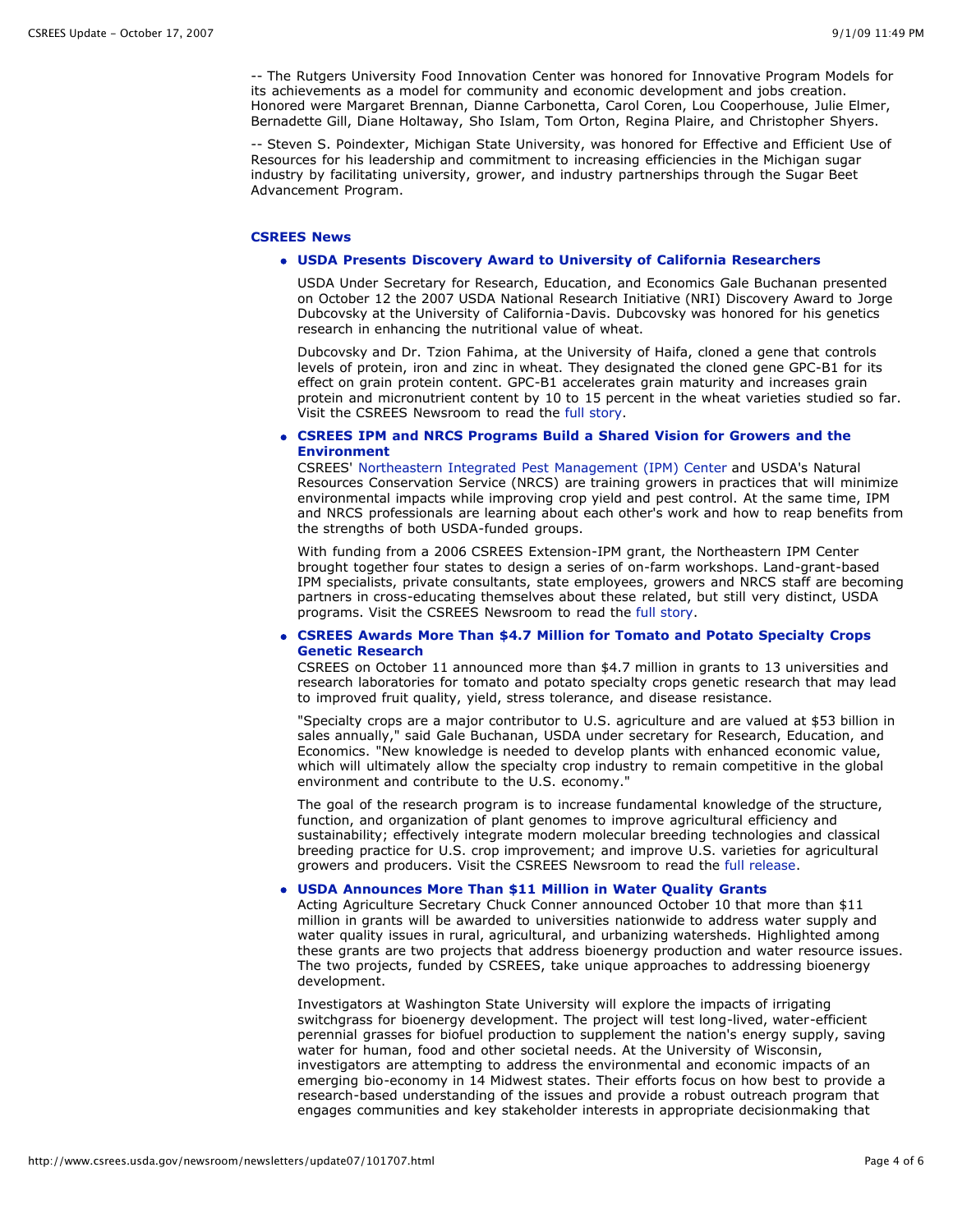-- The Rutgers University Food Innovation Center was honored for Innovative Program Models for its achievements as a model for community and economic development and jobs creation. Honored were Margaret Brennan, Dianne Carbonetta, Carol Coren, Lou Cooperhouse, Julie Elmer, Bernadette Gill, Diane Holtaway, Sho Islam, Tom Orton, Regina Plaire, and Christopher Shyers.

-- Steven S. Poindexter, Michigan State University, was honored for Effective and Efficient Use of Resources for his leadership and commitment to increasing efficiencies in the Michigan sugar industry by facilitating university, grower, and industry partnerships through the Sugar Beet Advancement Program.

## CSREES News

- **USDA Presents Discovery Award to University of California Researchers**

  USDA Under Secretary for Research, Education, and Economics Gale Buchanan presented on October 12 the 2007 USDA National Research Initiative (NRI) Discovery Award to Jorge Dubcovsky at the University of California-Davis. Dubcovsky was honored for his genetics research in enhancing the nutritional value of wheat.

  Dubcovsky and Dr. Tzion Fahima, at the University of Haifa, cloned a gene that controls levels of protein, iron and zinc in wheat. They designated the cloned gene GPC-B1 for its effect on grain protein content. GPC-B1 accelerates grain maturity and increases grain protein and micronutrient content by 10 to 15 percent in the wheat varieties studied so far. Visit the CSREES Newsroom to read the full story.

- **CSREES IPM and NRCS Programs Build a Shared Vision for Growers and the Environment**

  CSREES' Northeastern Integrated Pest Management (IPM) Center and USDA's Natural Resources Conservation Service (NRCS) are training growers in practices that will minimize environmental impacts while improving crop yield and pest control. At the same time, IPM and NRCS professionals are learning about each other's work and how to reap benefits from the strengths of both USDA-funded groups.

  With funding from a 2006 CSREES Extension-IPM grant, the Northeastern IPM Center brought together four states to design a series of on-farm workshops. Land-grant-based IPM specialists, private consultants, state employees, growers and NRCS staff are becoming partners in cross-educating themselves about these related, but still very distinct, USDA programs. Visit the CSREES Newsroom to read the full story.

- **CSREES Awards More Than $4.7 Million for Tomato and Potato Specialty Crops Genetic Research**

  CSREES on October 11 announced more than $4.7 million in grants to 13 universities and research laboratories for tomato and potato specialty crops genetic research that may lead to improved fruit quality, yield, stress tolerance, and disease resistance.

  "Specialty crops are a major contributor to U.S. agriculture and are valued at $53 billion in sales annually," said Gale Buchanan, USDA under secretary for Research, Education, and Economics. "New knowledge is needed to develop plants with enhanced economic value, which will ultimately allow the specialty crop industry to remain competitive in the global environment and contribute to the U.S. economy."

  The goal of the research program is to increase fundamental knowledge of the structure, function, and organization of plant genomes to improve agricultural efficiency and sustainability; effectively integrate modern molecular breeding technologies and classical breeding practice for U.S. crop improvement; and improve U.S. varieties for agricultural growers and producers. Visit the CSREES Newsroom to read the full release.

- **USDA Announces More Than $11 Million in Water Quality Grants**

  Acting Agriculture Secretary Chuck Conner announced October 10 that more than $11 million in grants will be awarded to universities nationwide to address water supply and water quality issues in rural, agricultural, and urbanizing watersheds. Highlighted among these grants are two projects that address bioenergy production and water resource issues. The two projects, funded by CSREES, take unique approaches to addressing bioenergy development.

  Investigators at Washington State University will explore the impacts of irrigating switchgrass for bioenergy development. The project will test long-lived, water-efficient perennial grasses for biofuel production to supplement the nation's energy supply, saving water for human, food and other societal needs. At the University of Wisconsin, investigators are attempting to address the environmental and economic impacts of an emerging bio-economy in 14 Midwest states. Their efforts focus on how best to provide a research-based understanding of the issues and provide a robust outreach program that engages communities and key stakeholder interests in appropriate decisionmaking that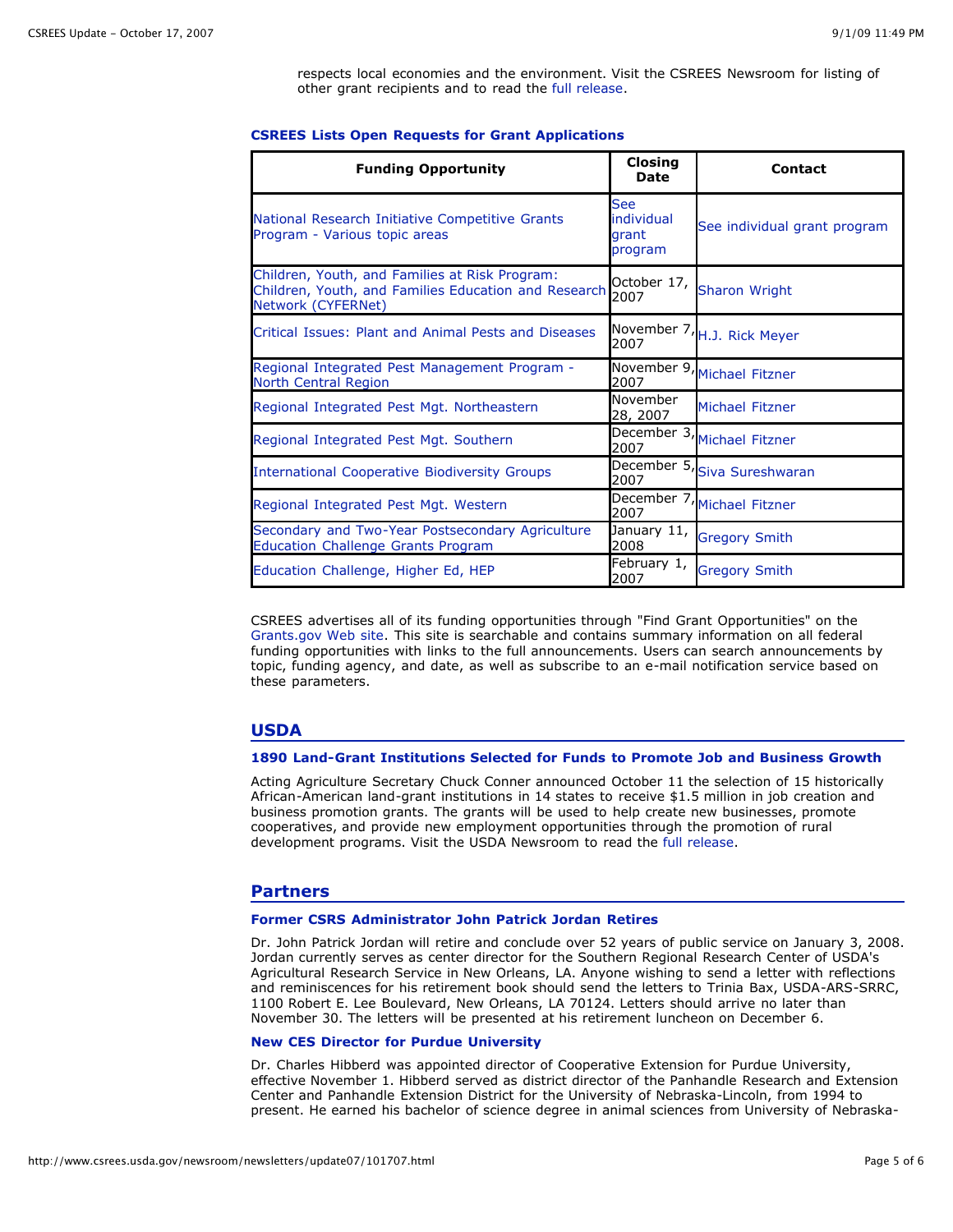respects local economies and the environment. Visit the CSREES Newsroom for listing of other grant recipients and to read the full release.

### CSREES Lists Open Requests for Grant Applications

| Funding Opportunity | Closing Date | Contact |
|---|---|---|
| National Research Initiative Competitive Grants Program - Various topic areas | See individual grant program | See individual grant program |
| Children, Youth, and Families at Risk Program: Children, Youth, and Families Education and Research Network (CYFERNet) | October 17, 2007 | Sharon Wright |
| Critical Issues: Plant and Animal Pests and Diseases | November 7, 2007 | H.J. Rick Meyer |
| Regional Integrated Pest Management Program - North Central Region | November 9, 2007 | Michael Fitzner |
| Regional Integrated Pest Mgt. Northeastern | November 28, 2007 | Michael Fitzner |
| Regional Integrated Pest Mgt. Southern | December 3, 2007 | Michael Fitzner |
| International Cooperative Biodiversity Groups | December 5, 2007 | Siva Sureshwaran |
| Regional Integrated Pest Mgt. Western | December 7, 2007 | Michael Fitzner |
| Secondary and Two-Year Postsecondary Agriculture Education Challenge Grants Program | January 11, 2008 | Gregory Smith |
| Education Challenge, Higher Ed, HEP | February 1, 2007 | Gregory Smith |

CSREES advertises all of its funding opportunities through "Find Grant Opportunities" on the Grants.gov Web site. This site is searchable and contains summary information on all federal funding opportunities with links to the full announcements. Users can search announcements by topic, funding agency, and date, as well as subscribe to an e-mail notification service based on these parameters.

## USDA

### 1890 Land-Grant Institutions Selected for Funds to Promote Job and Business Growth

Acting Agriculture Secretary Chuck Conner announced October 11 the selection of 15 historically African-American land-grant institutions in 14 states to receive $1.5 million in job creation and business promotion grants. The grants will be used to help create new businesses, promote cooperatives, and provide new employment opportunities through the promotion of rural development programs. Visit the USDA Newsroom to read the full release.

## Partners

### Former CSRS Administrator John Patrick Jordan Retires

Dr. John Patrick Jordan will retire and conclude over 52 years of public service on January 3, 2008. Jordan currently serves as center director for the Southern Regional Research Center of USDA's Agricultural Research Service in New Orleans, LA. Anyone wishing to send a letter with reflections and reminiscences for his retirement book should send the letters to Trinia Bax, USDA-ARS-SRRC, 1100 Robert E. Lee Boulevard, New Orleans, LA 70124. Letters should arrive no later than November 30. The letters will be presented at his retirement luncheon on December 6.

### New CES Director for Purdue University

Dr. Charles Hibberd was appointed director of Cooperative Extension for Purdue University, effective November 1. Hibberd served as district director of the Panhandle Research and Extension Center and Panhandle Extension District for the University of Nebraska-Lincoln, from 1994 to present. He earned his bachelor of science degree in animal sciences from University of Nebraska-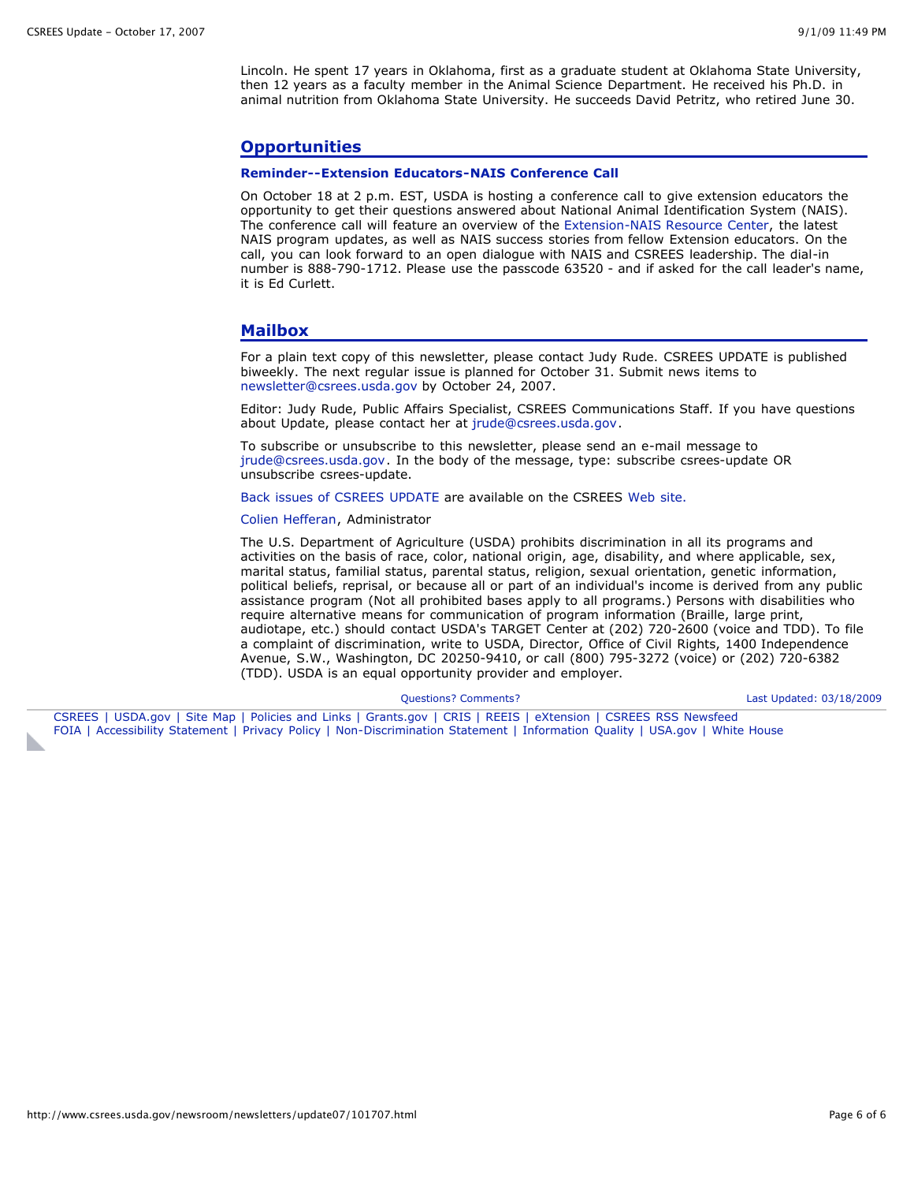Lincoln. He spent 17 years in Oklahoma, first as a graduate student at Oklahoma State University, then 12 years as a faculty member in the Animal Science Department. He received his Ph.D. in animal nutrition from Oklahoma State University. He succeeds David Petritz, who retired June 30.

## Opportunities

### Reminder--Extension Educators-NAIS Conference Call

On October 18 at 2 p.m. EST, USDA is hosting a conference call to give extension educators the opportunity to get their questions answered about National Animal Identification System (NAIS). The conference call will feature an overview of the Extension-NAIS Resource Center, the latest NAIS program updates, as well as NAIS success stories from fellow Extension educators. On the call, you can look forward to an open dialogue with NAIS and CSREES leadership. The dial-in number is 888-790-1712. Please use the passcode 63520 - and if asked for the call leader's name, it is Ed Curlett.

## Mailbox

For a plain text copy of this newsletter, please contact Judy Rude. CSREES UPDATE is published biweekly. The next regular issue is planned for October 31. Submit news items to newsletter@csrees.usda.gov by October 24, 2007.

Editor: Judy Rude, Public Affairs Specialist, CSREES Communications Staff. If you have questions about Update, please contact her at jrude@csrees.usda.gov.

To subscribe or unsubscribe to this newsletter, please send an e-mail message to jrude@csrees.usda.gov. In the body of the message, type: subscribe csrees-update OR unsubscribe csrees-update.

Back issues of CSREES UPDATE are available on the CSREES Web site.

Colien Hefferan, Administrator

The U.S. Department of Agriculture (USDA) prohibits discrimination in all its programs and activities on the basis of race, color, national origin, age, disability, and where applicable, sex, marital status, familial status, parental status, religion, sexual orientation, genetic information, political beliefs, reprisal, or because all or part of an individual's income is derived from any public assistance program (Not all prohibited bases apply to all programs.) Persons with disabilities who require alternative means for communication of program information (Braille, large print, audiotape, etc.) should contact USDA's TARGET Center at (202) 720-2600 (voice and TDD). To file a complaint of discrimination, write to USDA, Director, Office of Civil Rights, 1400 Independence Avenue, S.W., Washington, DC 20250-9410, or call (800) 795-3272 (voice) or (202) 720-6382 (TDD). USDA is an equal opportunity provider and employer.

Questions? Comments? Last Updated: 03/18/2009

CSREES | USDA.gov | Site Map | Policies and Links | Grants.gov | CRIS | REEIS | eXtension | CSREES RSS Newsfeed
FOIA | Accessibility Statement | Privacy Policy | Non-Discrimination Statement | Information Quality | USA.gov | White House